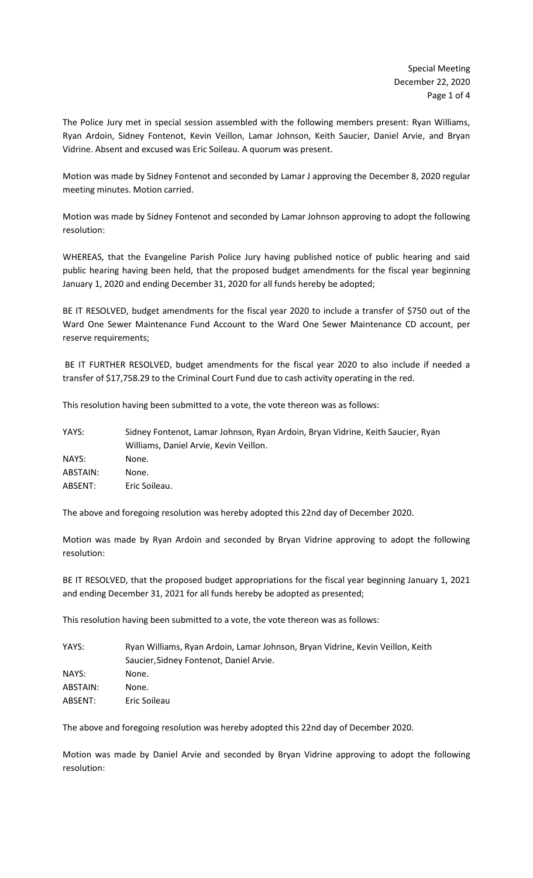The Police Jury met in special session assembled with the following members present: Ryan Williams, Ryan Ardoin, Sidney Fontenot, Kevin Veillon, Lamar Johnson, Keith Saucier, Daniel Arvie, and Bryan Vidrine. Absent and excused was Eric Soileau. A quorum was present.

Motion was made by Sidney Fontenot and seconded by Lamar J approving the December 8, 2020 regular meeting minutes. Motion carried.

Motion was made by Sidney Fontenot and seconded by Lamar Johnson approving to adopt the following resolution:

WHEREAS, that the Evangeline Parish Police Jury having published notice of public hearing and said public hearing having been held, that the proposed budget amendments for the fiscal year beginning January 1, 2020 and ending December 31, 2020 for all funds hereby be adopted;

BE IT RESOLVED, budget amendments for the fiscal year 2020 to include a transfer of $750 out of the Ward One Sewer Maintenance Fund Account to the Ward One Sewer Maintenance CD account, per reserve requirements;

BE IT FURTHER RESOLVED, budget amendments for the fiscal year 2020 to also include if needed a transfer of $17,758.29 to the Criminal Court Fund due to cash activity operating in the red.

This resolution having been submitted to a vote, the vote thereon was as follows:

| | |
|---|---|
| YAYS: | Sidney Fontenot, Lamar Johnson, Ryan Ardoin, Bryan Vidrine, Keith Saucier, Ryan Williams, Daniel Arvie, Kevin Veillon. |
| NAYS: | None. |
| ABSTAIN: | None. |
| ABSENT: | Eric Soileau. |

The above and foregoing resolution was hereby adopted this 22nd day of December 2020.

Motion was made by Ryan Ardoin and seconded by Bryan Vidrine approving to adopt the following resolution:

BE IT RESOLVED, that the proposed budget appropriations for the fiscal year beginning January 1, 2021 and ending December 31, 2021 for all funds hereby be adopted as presented;

This resolution having been submitted to a vote, the vote thereon was as follows:

| | |
|---|---|
| YAYS: | Ryan Williams, Ryan Ardoin, Lamar Johnson, Bryan Vidrine, Kevin Veillon, Keith Saucier,Sidney Fontenot, Daniel Arvie. |
| NAYS: | None. |
| ABSTAIN: | None. |
| ABSENT: | Eric Soileau |

The above and foregoing resolution was hereby adopted this 22nd day of December 2020.

Motion was made by Daniel Arvie and seconded by Bryan Vidrine approving to adopt the following resolution: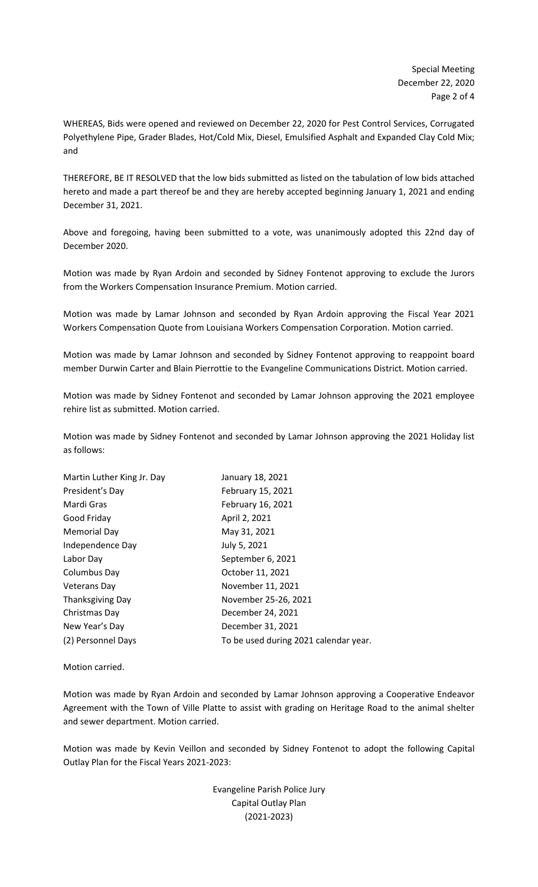WHEREAS, Bids were opened and reviewed on December 22, 2020 for Pest Control Services, Corrugated Polyethylene Pipe, Grader Blades, Hot/Cold Mix, Diesel, Emulsified Asphalt and Expanded Clay Cold Mix; and

THEREFORE, BE IT RESOLVED that the low bids submitted as listed on the tabulation of low bids attached hereto and made a part thereof be and they are hereby accepted beginning January 1, 2021 and ending December 31, 2021.

Above and foregoing, having been submitted to a vote, was unanimously adopted this 22nd day of December 2020.

Motion was made by Ryan Ardoin and seconded by Sidney Fontenot approving to exclude the Jurors from the Workers Compensation Insurance Premium. Motion carried.

Motion was made by Lamar Johnson and seconded by Ryan Ardoin approving the Fiscal Year 2021 Workers Compensation Quote from Louisiana Workers Compensation Corporation. Motion carried.

Motion was made by Lamar Johnson and seconded by Sidney Fontenot approving to reappoint board member Durwin Carter and Blain Pierrottie to the Evangeline Communications District. Motion carried.

Motion was made by Sidney Fontenot and seconded by Lamar Johnson approving the 2021 employee rehire list as submitted. Motion carried.

Motion was made by Sidney Fontenot and seconded by Lamar Johnson approving the 2021 Holiday list as follows:

| | |
|---|---|
| Martin Luther King Jr. Day | January 18, 2021 |
| President's Day | February 15, 2021 |
| Mardi Gras | February 16, 2021 |
| Good Friday | April 2, 2021 |
| Memorial Day | May 31, 2021 |
| Independence Day | July 5, 2021 |
| Labor Day | September 6, 2021 |
| Columbus Day | October 11, 2021 |
| Veterans Day | November 11, 2021 |
| Thanksgiving Day | November 25-26, 2021 |
| Christmas Day | December 24, 2021 |
| New Year's Day | December 31, 2021 |
| (2) Personnel Days | To be used during 2021 calendar year. |

Motion carried.

Motion was made by Ryan Ardoin and seconded by Lamar Johnson approving a Cooperative Endeavor Agreement with the Town of Ville Platte to assist with grading on Heritage Road to the animal shelter and sewer department. Motion carried.

Motion was made by Kevin Veillon and seconded by Sidney Fontenot to adopt the following Capital Outlay Plan for the Fiscal Years 2021-2023:

Evangeline Parish Police Jury
Capital Outlay Plan
(2021-2023)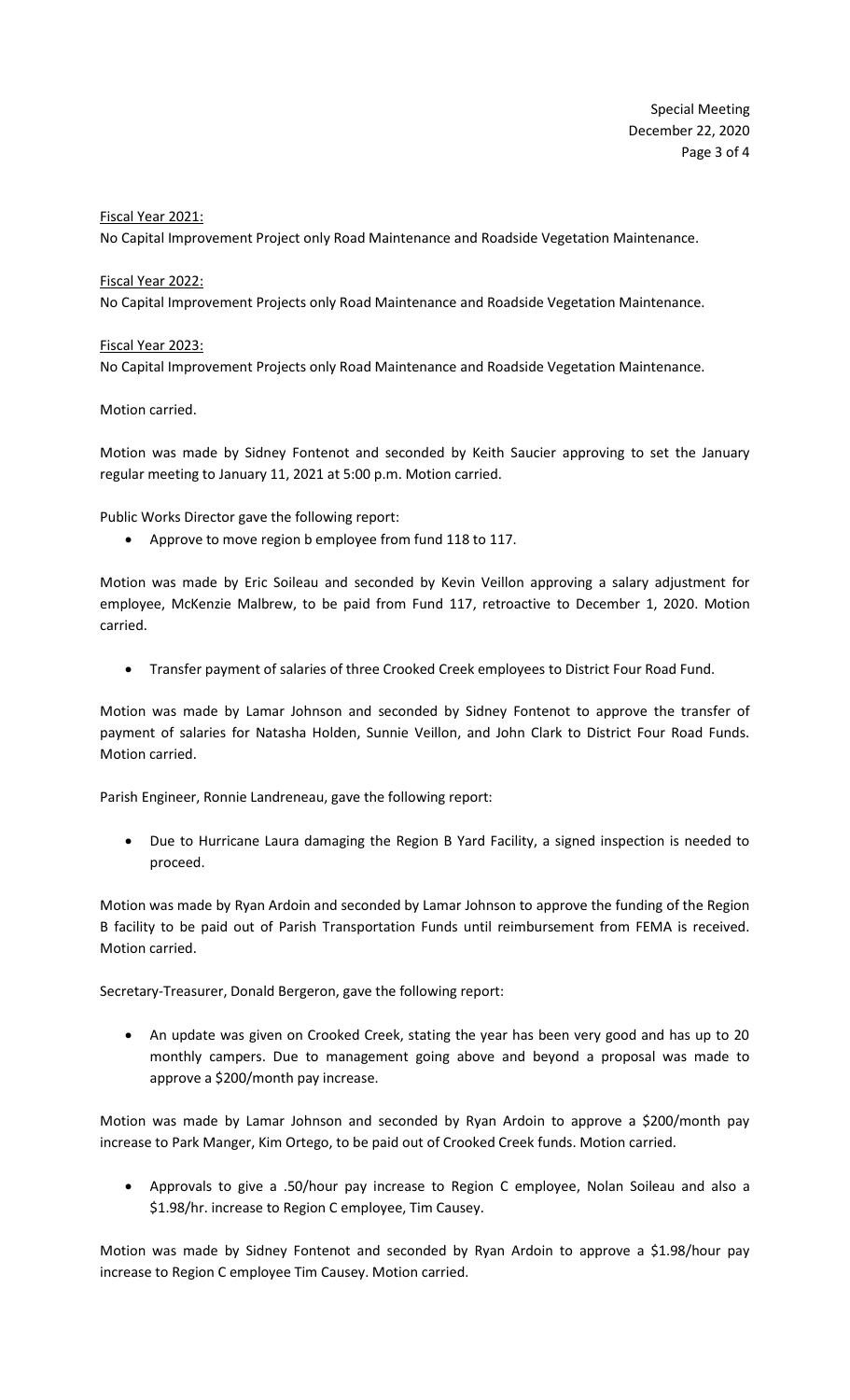Fiscal Year 2021:

No Capital Improvement Project only Road Maintenance and Roadside Vegetation Maintenance.

Fiscal Year 2022:

No Capital Improvement Projects only Road Maintenance and Roadside Vegetation Maintenance.

Fiscal Year 2023:

No Capital Improvement Projects only Road Maintenance and Roadside Vegetation Maintenance.

Motion carried.

Motion was made by Sidney Fontenot and seconded by Keith Saucier approving to set the January regular meeting to January 11, 2021 at 5:00 p.m. Motion carried.

Public Works Director gave the following report:

- Approve to move region b employee from fund 118 to 117.

Motion was made by Eric Soileau and seconded by Kevin Veillon approving a salary adjustment for employee, McKenzie Malbrew, to be paid from Fund 117, retroactive to December 1, 2020. Motion carried.

- Transfer payment of salaries of three Crooked Creek employees to District Four Road Fund.

Motion was made by Lamar Johnson and seconded by Sidney Fontenot to approve the transfer of payment of salaries for Natasha Holden, Sunnie Veillon, and John Clark to District Four Road Funds. Motion carried.

Parish Engineer, Ronnie Landreneau, gave the following report:

- Due to Hurricane Laura damaging the Region B Yard Facility, a signed inspection is needed to proceed.

Motion was made by Ryan Ardoin and seconded by Lamar Johnson to approve the funding of the Region B facility to be paid out of Parish Transportation Funds until reimbursement from FEMA is received. Motion carried.

Secretary-Treasurer, Donald Bergeron, gave the following report:

- An update was given on Crooked Creek, stating the year has been very good and has up to 20 monthly campers. Due to management going above and beyond a proposal was made to approve a $200/month pay increase.

Motion was made by Lamar Johnson and seconded by Ryan Ardoin to approve a $200/month pay increase to Park Manger, Kim Ortego, to be paid out of Crooked Creek funds. Motion carried.

- Approvals to give a .50/hour pay increase to Region C employee, Nolan Soileau and also a $1.98/hr. increase to Region C employee, Tim Causey.

Motion was made by Sidney Fontenot and seconded by Ryan Ardoin to approve a $1.98/hour pay increase to Region C employee Tim Causey. Motion carried.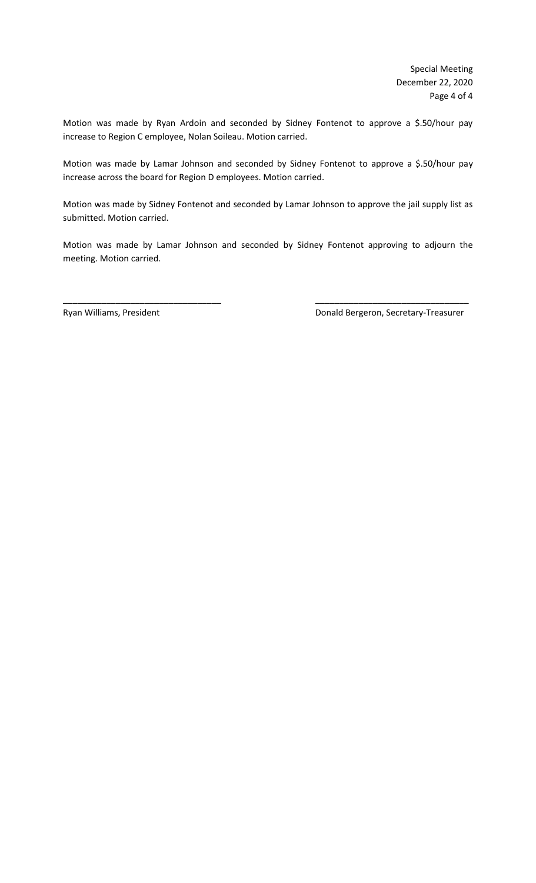Motion was made by Ryan Ardoin and seconded by Sidney Fontenot to approve a $.50/hour pay increase to Region C employee, Nolan Soileau. Motion carried.

Motion was made by Lamar Johnson and seconded by Sidney Fontenot to approve a $.50/hour pay increase across the board for Region D employees. Motion carried.

Motion was made by Sidney Fontenot and seconded by Lamar Johnson to approve the jail supply list as submitted. Motion carried.

Motion was made by Lamar Johnson and seconded by Sidney Fontenot approving to adjourn the meeting. Motion carried.

________________________________ ________________________________

Ryan Williams, President Donald Bergeron, Secretary-Treasurer